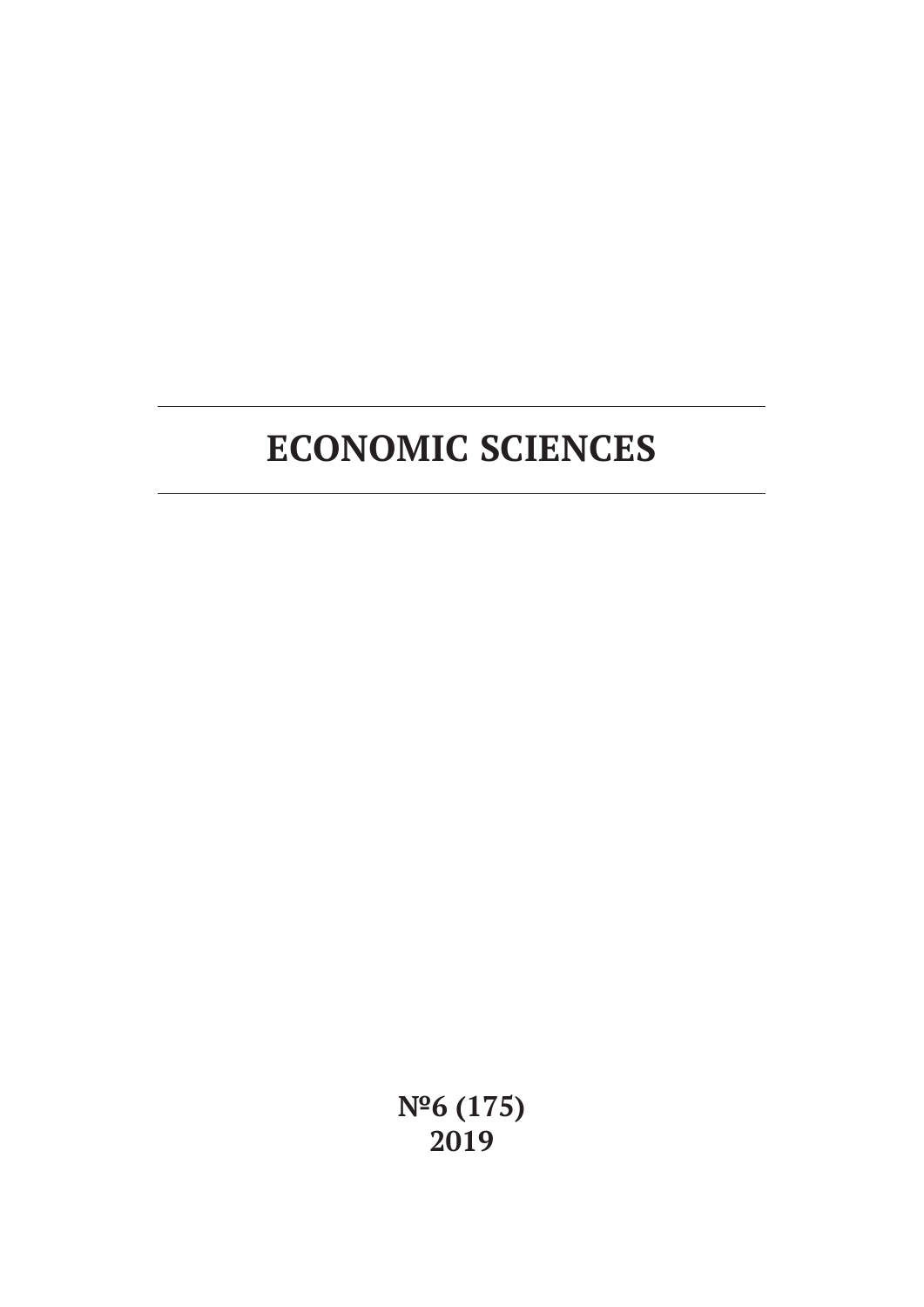# ECONOMIC SCIENCES

**№6 (175)**
**2019**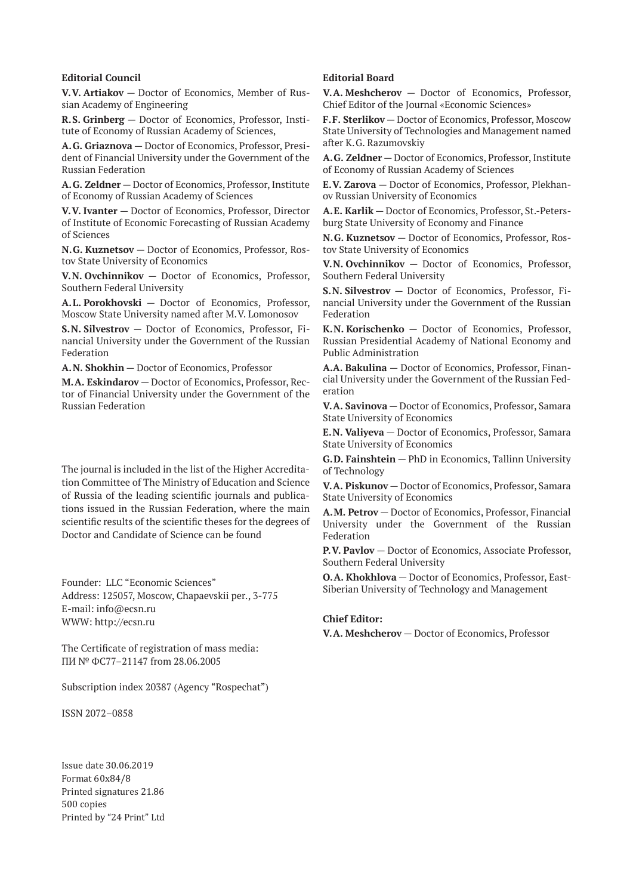**Editorial Council**

**V.V. Artiakov** — Doctor of Economics, Member of Russian Academy of Engineering

**R.S. Grinberg** — Doctor of Economics, Professor, Institute of Economy of Russian Academy of Sciences,

**A.G. Griaznova** — Doctor of Economics, Professor, President of Financial University under the Government of the Russian Federation

**A.G. Zeldner** — Doctor of Economics, Professor, Institute of Economy of Russian Academy of Sciences

**V.V. Ivanter** — Doctor of Economics, Professor, Director of Institute of Economic Forecasting of Russian Academy of Sciences

**N.G. Kuznetsov** — Doctor of Economics, Professor, Rostov State University of Economics

**V.N. Ovchinnikov** — Doctor of Economics, Professor, Southern Federal University

**A.L. Porokhovski** — Doctor of Economics, Professor, Moscow State University named after M.V. Lomonosov

**S.N. Silvestrov** — Doctor of Economics, Professor, Financial University under the Government of the Russian Federation

**A.N. Shokhin** — Doctor of Economics, Professor

**M.A. Eskindarov** — Doctor of Economics, Professor, Rector of Financial University under the Government of the Russian Federation

The journal is included in the list of the Higher Accreditation Committee of The Ministry of Education and Science of Russia of the leading scientific journals and publications issued in the Russian Federation, where the main scientific results of the scientific theses for the degrees of Doctor and Candidate of Science can be found

Founder: LLC "Economic Sciences"
Address: 125057, Moscow, Chapaevskii per., 3-775
E-mail: info@ecsn.ru
WWW: http://ecsn.ru

The Certificate of registration of mass media:
ПИ № ФС77–21147 from 28.06.2005

Subscription index 20387 (Agency "Rospechat")

ISSN 2072–0858

Issue date 30.06.2019
Format 60x84/8
Printed signatures 21.86
500 copies
Printed by "24 Print" Ltd

**Editorial Board**

**V.A. Meshcherov** — Doctor of Economics, Professor, Chief Editor of the Journal «Economic Sciences»

**F.F. Sterlikov** — Doctor of Economics, Professor, Moscow State University of Technologies and Management named after K.G. Razumovskiy

**A.G. Zeldner** — Doctor of Economics, Professor, Institute of Economy of Russian Academy of Sciences

**E.V. Zarova** — Doctor of Economics, Professor, Plekhanov Russian University of Economics

**A.E. Karlik** — Doctor of Economics, Professor, St.-Petersburg State University of Economy and Finance

**N.G. Kuznetsov** — Doctor of Economics, Professor, Rostov State University of Economics

**V.N. Ovchinnikov** — Doctor of Economics, Professor, Southern Federal University

**S.N. Silvestrov** — Doctor of Economics, Professor, Financial University under the Government of the Russian Federation

**K.N. Korischenko** — Doctor of Economics, Professor, Russian Presidential Academy of National Economy and Public Administration

**A.A. Bakulina** — Doctor of Economics, Professor, Financial University under the Government of the Russian Federation

**V.A. Savinova** — Doctor of Economics, Professor, Samara State University of Economics

**E.N. Valiyeva** — Doctor of Economics, Professor, Samara State University of Economics

**G.D. Fainshtein** — PhD in Economics, Tallinn University of Technology

**V.A. Piskunov** — Doctor of Economics, Professor, Samara State University of Economics

**A.M. Petrov** — Doctor of Economics, Professor, Financial University under the Government of the Russian Federation

**P.V. Pavlov** — Doctor of Economics, Associate Professor, Southern Federal University

**O.A. Khokhlova** — Doctor of Economics, Professor, East-Siberian University of Technology and Management

**Chief Editor:**

**V.A. Meshcherov** — Doctor of Economics, Professor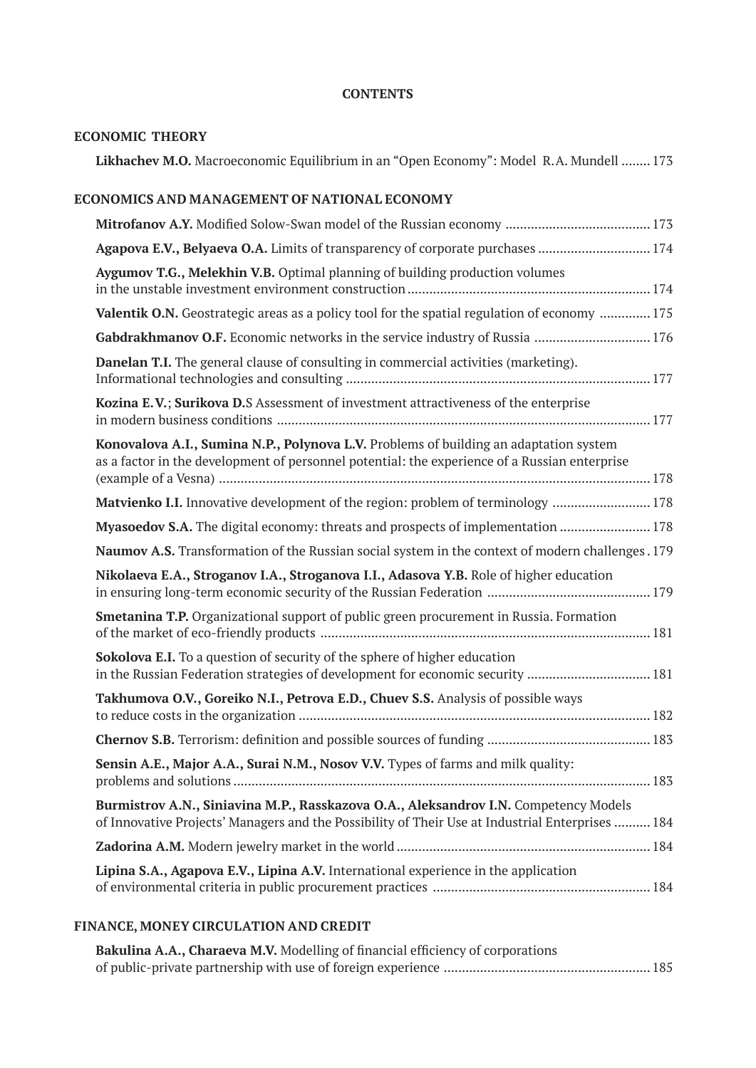**CONTENTS**

**ECONOMIC THEORY**

**Likhachev M.O.** Macroeconomic Equilibrium in an "Open Economy": Model R.A. Mundell ........ 173

**ECONOMICS AND MANAGEMENT OF NATIONAL ECONOMY**

**Mitrofanov A.Y.** Modified Solow-Swan model of the Russian economy ........................................ 173

**Agapova E.V., Belyaeva O.A.** Limits of transparency of corporate purchases ............................... 174

**Aygumov T.G., Melekhin V.B.** Optimal planning of building production volumes in the unstable investment environment construction .................................................................... 174

**Valentik O.N.** Geostrategic areas as a policy tool for the spatial regulation of economy .............. 175

**Gabdrakhmanov O.F.** Economic networks in the service industry of Russia ................................ 176

**Danelan T.I.** The general clause of consulting in commercial activities (marketing). Informational technologies and consulting .................................................................................... 177

**Kozina E.V.**; **Surikova D.**S Assessment of investment attractiveness of the enterprise in modern business conditions ....................................................................................................... 177

**Konovalova A.I., Sumina N.P., Polynova L.V.** Problems of building an adaptation system as a factor in the development of personnel potential: the experience of a Russian enterprise (example of a Vesna) ....................................................................................................................... 178

**Matvienko I.I.** Innovative development of the region: problem of terminology ........................... 178

**Myasoedov S.A.** The digital economy: threats and prospects of implementation ......................... 178

**Naumov A.S.** Transformation of the Russian social system in the context of modern challenges . 179

**Nikolaeva E.A., Stroganov I.A., Stroganova I.I., Adasova Y.B.** Role of higher education in ensuring long-term economic security of the Russian Federation ............................................. 179

**Smetanina T.P.** Organizational support of public green procurement in Russia. Formation of the market of eco-friendly products ........................................................................................... 181

**Sokolova E.I.** To a question of security of the sphere of higher education in the Russian Federation strategies of development for economic security .................................. 181

**Takhumova O.V., Goreiko N.I., Petrova E.D., Chuev S.S.** Analysis of possible ways to reduce costs in the organization ................................................................................................. 182

**Chernov S.B.** Terrorism: definition and possible sources of funding ............................................. 183

**Sensin A.E., Major A.A., Surai N.M., Nosov V.V.** Types of farms and milk quality: problems and solutions ................................................................................................................... 183

**Burmistrov A.N., Siniavina M.P., Rasskazova O.A., Aleksandrov I.N.** Competency Models of Innovative Projects' Managers and the Possibility of Their Use at Industrial Enterprises .......... 184

**Zadorina A.M.** Modern jewelry market in the world ...................................................................... 184

**Lipina S.A., Agapova E.V., Lipina A.V.** International experience in the application of environmental criteria in public procurement practices ............................................................ 184

**FINANCE, MONEY CIRCULATION AND CREDIT**

**Bakulina A.A., Charaeva M.V.** Modelling of financial efficiency of corporations of public-private partnership with use of foreign experience ......................................................... 185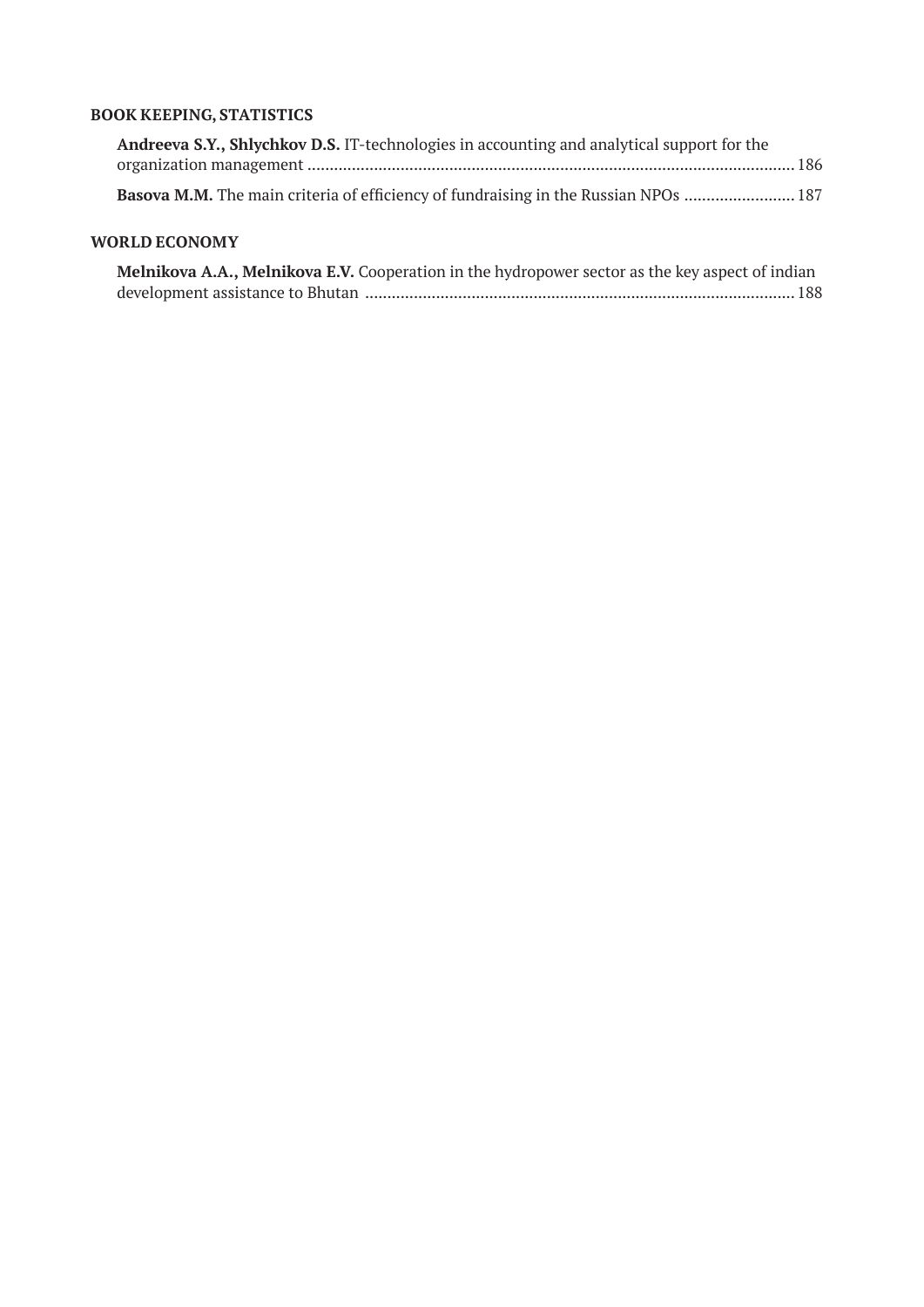## BOOK KEEPING, STATISTICS

**Andreeva S.Y., Shlychkov D.S.** IT-technologies in accounting and analytical support for the organization management ........................................................................................................ 186

**Basova M.M.** The main criteria of efficiency of fundraising in the Russian NPOs ........................ 187

## WORLD ECONOMY

**Melnikova A.A., Melnikova E.V.** Cooperation in the hydropower sector as the key aspect of indian development assistance to Bhutan ............................................................................................... 188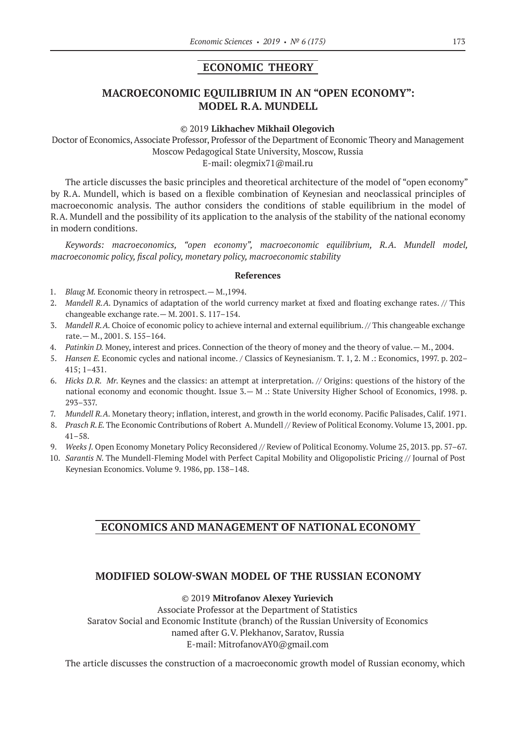## ECONOMIC THEORY

# MACROECONOMIC EQUILIBRIUM IN AN "OPEN ECONOMY": MODEL R.A. MUNDELL

© 2019 **Likhachev Mikhail Olegovich**

Doctor of Economics, Associate Professor, Professor of the Department of Economic Theory and Management
Moscow Pedagogical State University, Moscow, Russia
E-mail: olegmix71@mail.ru

The article discusses the basic principles and theoretical architecture of the model of "open economy" by R.A. Mundell, which is based on a flexible combination of Keynesian and neoclassical principles of macroeconomic analysis. The author considers the conditions of stable equilibrium in the model of R.A. Mundell and the possibility of its application to the analysis of the stability of the national economy in modern conditions.

*Keywords: macroeconomics, "open economy", macroeconomic equilibrium, R.A. Mundell model, macroeconomic policy, fiscal policy, monetary policy, macroeconomic stability*

**References**

1. *Blaug M.* Economic theory in retrospect.— M.,1994.
2. *Mandell R.A.* Dynamics of adaptation of the world currency market at fixed and floating exchange rates. // This changeable exchange rate.— M. 2001. S. 117–154.
3. *Mandell R.A.* Choice of economic policy to achieve internal and external equilibrium. // This changeable exchange rate.— M., 2001. S. 155–164.
4. *Patinkin D.* Money, interest and prices. Connection of the theory of money and the theory of value.— M., 2004.
5. *Hansen E.* Economic cycles and national income. / Classics of Keynesianism. T. 1, 2. M .: Economics, 1997. p. 202–415; 1–431.
6. *Hicks D.R. Mr.* Keynes and the classics: an attempt at interpretation. // Origins: questions of the history of the national economy and economic thought. Issue 3.— M .: State University Higher School of Economics, 1998. p. 293–337.
7. *Mundell R.A.* Monetary theory; inflation, interest, and growth in the world economy. Pacific Palisades, Calif. 1971.
8. *Prasch R.E.* The Economic Contributions of Robert A. Mundell // Review of Political Economy. Volume 13, 2001. pp. 41–58.
9. *Weeks J.* Open Economy Monetary Policy Reconsidered // Review of Political Economy. Volume 25, 2013. pp. 57–67.
10. *Sarantis N.* The Mundell-Fleming Model with Perfect Capital Mobility and Oligopolistic Pricing // Journal of Post Keynesian Economics. Volume 9. 1986, pp. 138–148.

## ECONOMICS AND MANAGEMENT OF NATIONAL ECONOMY

# MODIFIED SOLOW-SWAN MODEL OF THE RUSSIAN ECONOMY

© 2019 **Mitrofanov Alexey Yurievich**

Associate Professor at the Department of Statistics
Saratov Social and Economic Institute (branch) of the Russian University of Economics named after G.V. Plekhanov, Saratov, Russia
E-mail: MitrofanovAY0@gmail.com

The article discusses the construction of a macroeconomic growth model of Russian economy, which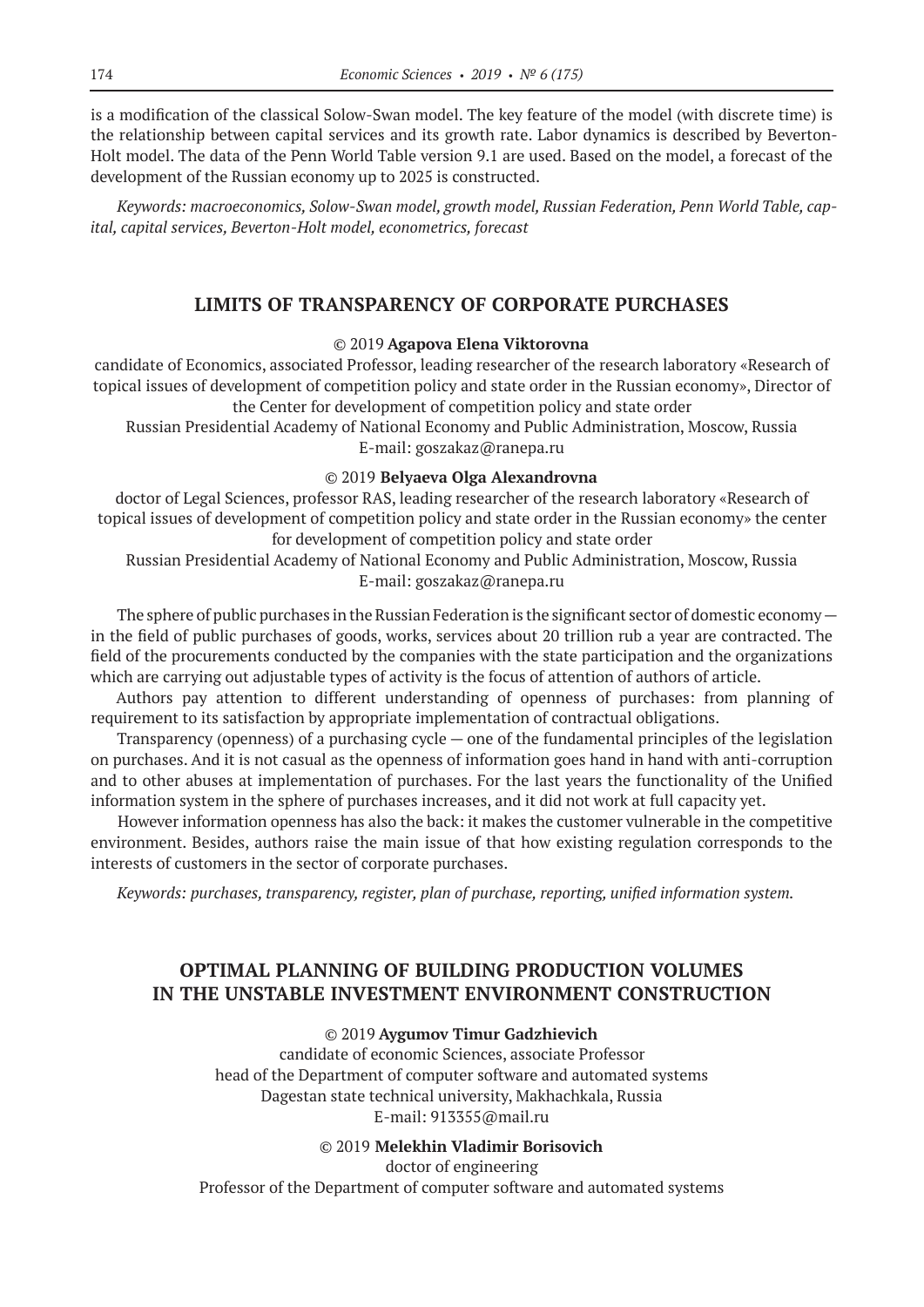is a modification of the classical Solow-Swan model. The key feature of the model (with discrete time) is the relationship between capital services and its growth rate. Labor dynamics is described by Beverton-Holt model. The data of the Penn World Table version 9.1 are used. Based on the model, a forecast of the development of the Russian economy up to 2025 is constructed.

*Keywords: macroeconomics, Solow-Swan model, growth model, Russian Federation, Penn World Table, capital, capital services, Beverton-Holt model, econometrics, forecast*

## LIMITS OF TRANSPARENCY OF CORPORATE PURCHASES

© 2019 **Agapova Elena Viktorovna**

candidate of Economics, associated Professor, leading researcher of the research laboratory «Research of topical issues of development of competition policy and state order in the Russian economy», Director of the Center for development of competition policy and state order

Russian Presidential Academy of National Economy and Public Administration, Moscow, Russia

E-mail: goszakaz@ranepa.ru

© 2019 **Belyaeva Olga Alexandrovna**

doctor of Legal Sciences, professor RAS, leading researcher of the research laboratory «Research of topical issues of development of competition policy and state order in the Russian economy» the center for development of competition policy and state order

Russian Presidential Academy of National Economy and Public Administration, Moscow, Russia

E-mail: goszakaz@ranepa.ru

The sphere of public purchases in the Russian Federation is the significant sector of domestic economy — in the field of public purchases of goods, works, services about 20 trillion rub a year are contracted. The field of the procurements conducted by the companies with the state participation and the organizations which are carrying out adjustable types of activity is the focus of attention of authors of article.

Authors pay attention to different understanding of openness of purchases: from planning of requirement to its satisfaction by appropriate implementation of contractual obligations.

Transparency (openness) of a purchasing cycle — one of the fundamental principles of the legislation on purchases. And it is not casual as the openness of information goes hand in hand with anti-corruption and to other abuses at implementation of purchases. For the last years the functionality of the Unified information system in the sphere of purchases increases, and it did not work at full capacity yet.

However information openness has also the back: it makes the customer vulnerable in the competitive environment. Besides, authors raise the main issue of that how existing regulation corresponds to the interests of customers in the sector of corporate purchases.

*Keywords: purchases, transparency, register, plan of purchase, reporting, unified information system.*

## OPTIMAL PLANNING OF BUILDING PRODUCTION VOLUMES IN THE UNSTABLE INVESTMENT ENVIRONMENT CONSTRUCTION

© 2019 **Aygumov Timur Gadzhievich**

candidate of economic Sciences, associate Professor

head of the Department of computer software and automated systems

Dagestan state technical university, Makhachkala, Russia

E-mail: 913355@mail.ru

© 2019 **Melekhin Vladimir Borisovich**

doctor of engineering

Professor of the Department of computer software and automated systems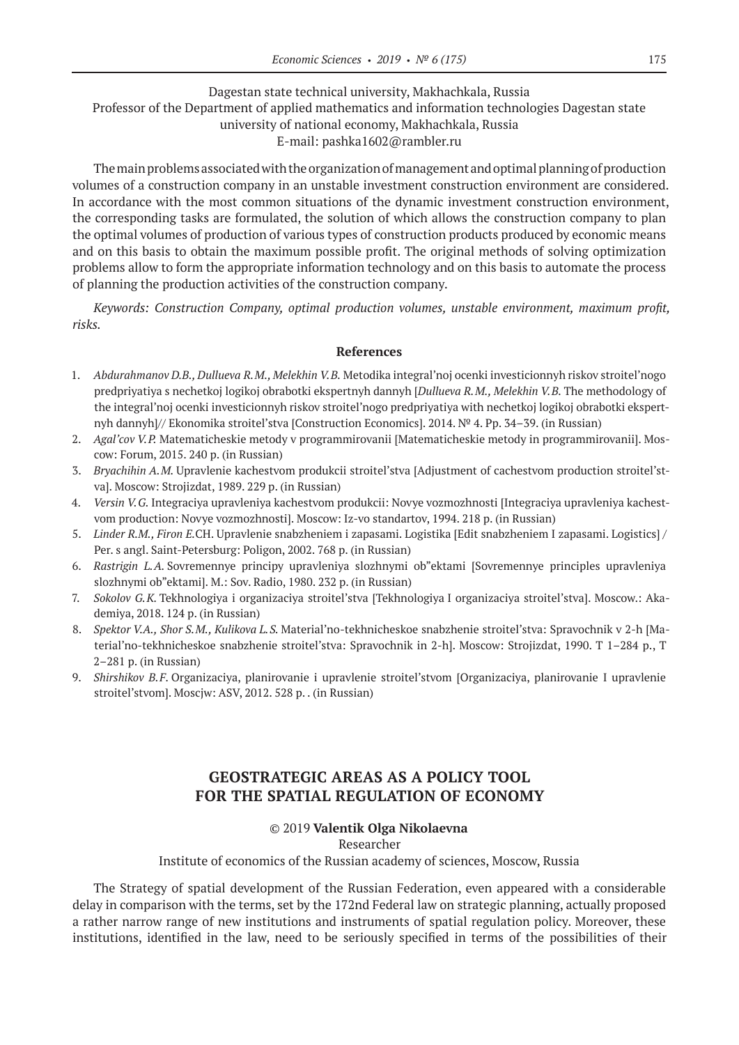Dagestan state technical university, Makhachkala, Russia
Professor of the Department of applied mathematics and information technologies Dagestan state university of national economy, Makhachkala, Russia
E-mail: pashka1602@rambler.ru

The main problems associated with the organization of management and optimal planning of production volumes of a construction company in an unstable investment construction environment are considered. In accordance with the most common situations of the dynamic investment construction environment, the corresponding tasks are formulated, the solution of which allows the construction company to plan the optimal volumes of production of various types of construction products produced by economic means and on this basis to obtain the maximum possible profit. The original methods of solving optimization problems allow to form the appropriate information technology and on this basis to automate the process of planning the production activities of the construction company.

*Keywords: Construction Company, optimal production volumes, unstable environment, maximum profit, risks.*

**References**

1. *Abdurahmanov D.B., Dullueva R.M., Melekhin V.B.* Metodika integral'noj ocenki investicionnyh riskov stroitel'nogo predpriyatiya s nechetkoj logikoj obrabotki ekspertnyh dannyh [*Dullueva R.M., Melekhin V.B.* The methodology of the integral'noj ocenki investicionnyh riskov stroitel'nogo predpriyatiya with nechetkoj logikoj obrabotki ekspertnyh dannyh]// Ekonomika stroitel'stva [Construction Economics]. 2014. № 4. Pp. 34–39. (in Russian)
2. *Agal'cov V.P.* Matematicheskie metody v programmirovanii [Matematicheskie metody in programmirovanii]. Moscow: Forum, 2015. 240 p. (in Russian)
3. *Bryachihin A.M.* Upravlenie kachestvom produkcii stroitel'stva [Adjustment of cachestvom production stroitel'stva]. Moscow: Strojizdat, 1989. 229 p. (in Russian)
4. *Versin V.G.* Integraciya upravleniya kachestvom produkcii: Novye vozmozhnosti [Integraciya upravleniya kachestvom production: Novye vozmozhnosti]. Moscow: Iz-vo standartov, 1994. 218 p. (in Russian)
5. *Linder R.M., Firon E.*CH. Upravlenie snabzheniem i zapasami. Logistika [Edit snabzheniem I zapasami. Logistics] / Per. s angl. Saint-Petersburg: Poligon, 2002. 768 p. (in Russian)
6. *Rastrigin L.A.* Sovremennye principy upravleniya slozhnymi ob"ektami [Sovremennye principles upravleniya slozhnymi ob"ektami]. M.: Sov. Radio, 1980. 232 p. (in Russian)
7. *Sokolov G.K.* Tekhnologiya i organizaciya stroitel'stva [Tekhnologiya I organizaciya stroitel'stva]. Moscow.: Akademiya, 2018. 124 p. (in Russian)
8. *Spektor V.A., Shor S.M., Kulikova L.S.* Material'no-tekhnicheskoe snabzhenie stroitel'stva: Spravochnik v 2-h [Material'no-tekhnicheskoe snabzhenie stroitel'stva: Spravochnik in 2-h]. Moscow: Strojizdat, 1990. T 1–284 p., T 2–281 p. (in Russian)
9. *Shirshikov B.F.* Organizaciya, planirovanie i upravlenie stroitel'stvom [Organizaciya, planirovanie I upravlenie stroitel'stvom]. Moscjw: ASV, 2012. 528 p. . (in Russian)

## GEOSTRATEGIC AREAS AS A POLICY TOOL FOR THE SPATIAL REGULATION OF ECONOMY

© 2019 **Valentik Olga Nikolaevna**

Researcher

Institute of economics of the Russian academy of sciences, Moscow, Russia

The Strategy of spatial development of the Russian Federation, even appeared with a considerable delay in comparison with the terms, set by the 172nd Federal law on strategic planning, actually proposed a rather narrow range of new institutions and instruments of spatial regulation policy. Moreover, these institutions, identified in the law, need to be seriously specified in terms of the possibilities of their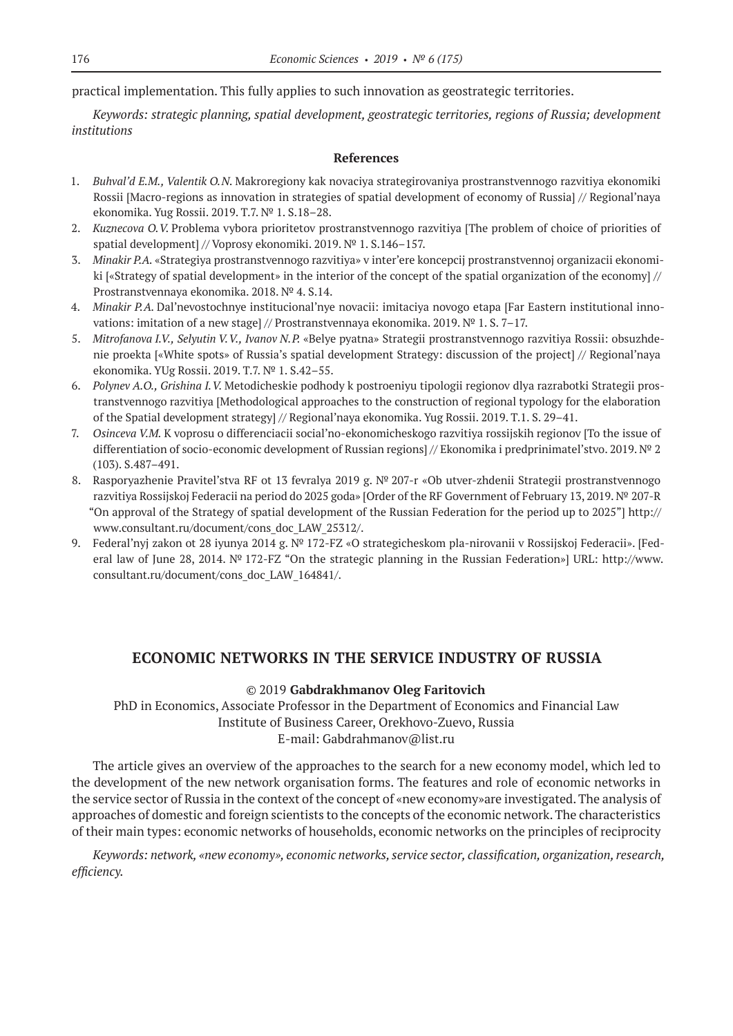practical implementation. This fully applies to such innovation as geostrategic territories.

*Keywords: strategic planning, spatial development, geostrategic territories, regions of Russia; development institutions*

**References**

1. *Buhval'd E.M., Valentik O.N.* Makroregiony kak novaciya strategirovaniya prostranstvennogo razvitiya ekonomiki Rossii [Macro-regions as innovation in strategies of spatial development of economy of Russia] // Regional'naya ekonomika. Yug Rossii. 2019. T.7. № 1. S.18–28.
2. *Kuznecova O.V.* Problema vybora prioritetov prostranstvennogo razvitiya [The problem of choice of priorities of spatial development] // Voprosy ekonomiki. 2019. № 1. S.146–157.
3. *Minakir P.A.* «Strategiya prostranstvennogo razvitiya» v inter'ere koncepcij prostranstvennoj organizacii ekonomiki [«Strategy of spatial development» in the interior of the concept of the spatial organization of the economy] // Prostranstvennaya ekonomika. 2018. № 4. S.14.
4. *Minakir P.A.* Dal'nevostochnye institucional'nye novacii: imitaciya novogo etapa [Far Eastern institutional innovations: imitation of a new stage] // Prostranstvennaya ekonomika. 2019. № 1. S. 7–17.
5. *Mitrofanova I.V., Selyutin V.V., Ivanov N.P.* «Belye pyatna» Strategii prostranstvennogo razvitiya Rossii: obsuzhdenie proekta [«White spots» of Russia's spatial development Strategy: discussion of the project] // Regional'naya ekonomika. YUg Rossii. 2019. T.7. № 1. S.42–55.
6. *Polynev A.O., Grishina I.V.* Metodicheskie podhody k postroeniyu tipologii regionov dlya razrabotki Strategii prostranstvennogo razvitiya [Methodological approaches to the construction of regional typology for the elaboration of the Spatial development strategy] // Regional'naya ekonomika. Yug Rossii. 2019. T.1. S. 29–41.
7. *Osinceva V.M.* K voprosu o differenciacii social'no-ekonomicheskogo razvitiya rossijskih regionov [To the issue of differentiation of socio-economic development of Russian regions] // Ekonomika i predprinimatel'stvo. 2019. № 2 (103). S.487–491.
8. Rasporyazhenie Pravitel'stva RF ot 13 fevralya 2019 g. № 207-r «Ob utver-zhdenii Strategii prostranstvennogo razvitiya Rossijskoj Federacii na period do 2025 goda» [Order of the RF Government of February 13, 2019. № 207-R "On approval of the Strategy of spatial development of the Russian Federation for the period up to 2025"] http://www.consultant.ru/document/cons_doc_LAW_25312/.
9. Federal'nyj zakon ot 28 iyunya 2014 g. № 172-FZ «O strategicheskom pla-nirovanii v Rossijskoj Federacii». [Federal law of June 28, 2014. № 172-FZ "On the strategic planning in the Russian Federation»] URL: http://www.consultant.ru/document/cons_doc_LAW_164841/.

## ECONOMIC NETWORKS IN THE SERVICE INDUSTRY OF RUSSIA

© 2019 **Gabdrakhmanov Oleg Faritovich**

PhD in Economics, Associate Professor in the Department of Economics and Financial Law
Institute of Business Career, Orekhovo-Zuevo, Russia
E-mail: Gabdrahmanov@list.ru

The article gives an overview of the approaches to the search for a new economy model, which led to the development of the new network organisation forms. The features and role of economic networks in the service sector of Russia in the context of the concept of «new economy»are investigated. The analysis of approaches of domestic and foreign scientists to the concepts of the economic network. The characteristics of their main types: economic networks of households, economic networks on the principles of reciprocity

*Keywords: network, «new economy», economic networks, service sector, classification, organization, research, efficiency.*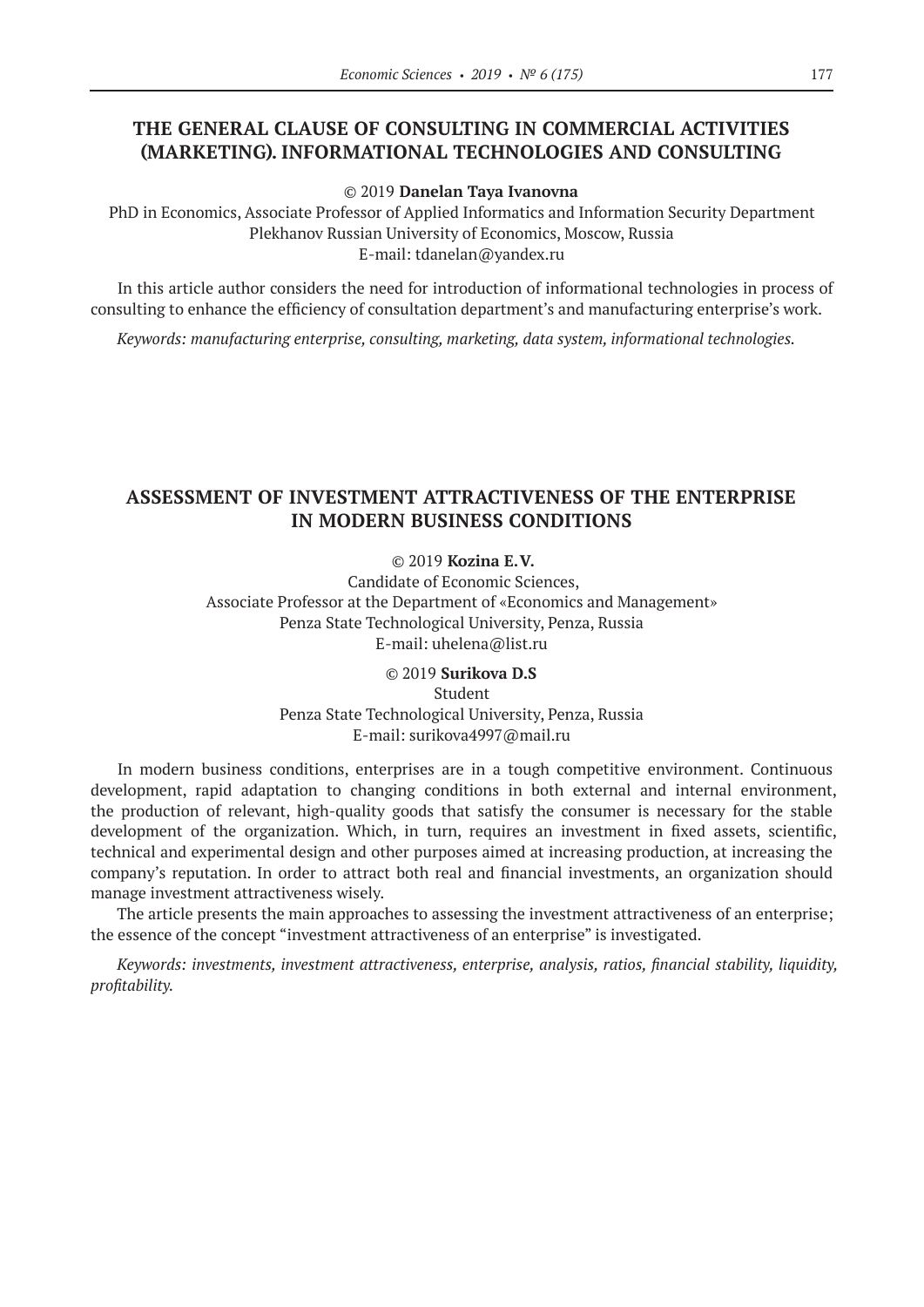## THE GENERAL CLAUSE OF CONSULTING IN COMMERCIAL ACTIVITIES (MARKETING). INFORMATIONAL TECHNOLOGIES AND CONSULTING

© 2019 **Danelan Taya Ivanovna**

PhD in Economics, Associate Professor of Applied Informatics and Information Security Department
Plekhanov Russian University of Economics, Moscow, Russia
E-mail: tdanelan@yandex.ru

In this article author considers the need for introduction of informational technologies in process of consulting to enhance the efficiency of consultation department's and manufacturing enterprise's work.

*Keywords: manufacturing enterprise, consulting, marketing, data system, informational technologies.*

## ASSESSMENT OF INVESTMENT ATTRACTIVENESS OF THE ENTERPRISE IN MODERN BUSINESS CONDITIONS

© 2019 **Kozina E.V.**

Candidate of Economic Sciences,
Associate Professor at the Department of «Economics and Management»
Penza State Technological University, Penza, Russia
E-mail: uhelena@list.ru

© 2019 **Surikova D.S**

Student
Penza State Technological University, Penza, Russia
E-mail: surikova4997@mail.ru

In modern business conditions, enterprises are in a tough competitive environment. Continuous development, rapid adaptation to changing conditions in both external and internal environment, the production of relevant, high-quality goods that satisfy the consumer is necessary for the stable development of the organization. Which, in turn, requires an investment in fixed assets, scientific, technical and experimental design and other purposes aimed at increasing production, at increasing the company's reputation. In order to attract both real and financial investments, an organization should manage investment attractiveness wisely.

The article presents the main approaches to assessing the investment attractiveness of an enterprise; the essence of the concept "investment attractiveness of an enterprise" is investigated.

*Keywords: investments, investment attractiveness, enterprise, analysis, ratios, financial stability, liquidity, profitability.*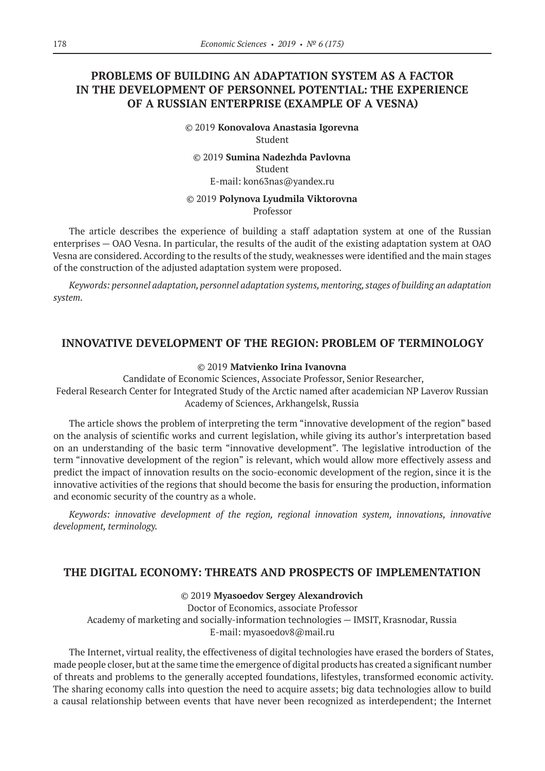## PROBLEMS OF BUILDING AN ADAPTATION SYSTEM AS A FACTOR IN THE DEVELOPMENT OF PERSONNEL POTENTIAL: THE EXPERIENCE OF A RUSSIAN ENTERPRISE (EXAMPLE OF A VESNA)

© 2019 **Konovalova Anastasia Igorevna**
Student

© 2019 **Sumina Nadezhda Pavlovna**
Student
E-mail: kon63nas@yandex.ru

© 2019 **Polynova Lyudmila Viktorovna**
Professor

The article describes the experience of building a staff adaptation system at one of the Russian enterprises — OAO Vesna. In particular, the results of the audit of the existing adaptation system at OAO Vesna are considered. According to the results of the study, weaknesses were identified and the main stages of the construction of the adjusted adaptation system were proposed.

*Keywords: personnel adaptation, personnel adaptation systems, mentoring, stages of building an adaptation system.*

## INNOVATIVE DEVELOPMENT OF THE REGION: PROBLEM OF TERMINOLOGY

© 2019 **Matvienko Irina Ivanovna**
Candidate of Economic Sciences, Associate Professor, Senior Researcher,
Federal Research Center for Integrated Study of the Arctic named after academician NP Laverov Russian Academy of Sciences, Arkhangelsk, Russia

The article shows the problem of interpreting the term "innovative development of the region" based on the analysis of scientific works and current legislation, while giving its author's interpretation based on an understanding of the basic term "innovative development". The legislative introduction of the term "innovative development of the region" is relevant, which would allow more effectively assess and predict the impact of innovation results on the socio-economic development of the region, since it is the innovative activities of the regions that should become the basis for ensuring the production, information and economic security of the country as a whole.

*Keywords: innovative development of the region, regional innovation system, innovations, innovative development, terminology.*

## THE DIGITAL ECONOMY: THREATS AND PROSPECTS OF IMPLEMENTATION

© 2019 **Myasoedov Sergey Alexandrovich**
Doctor of Economics, associate Professor
Academy of marketing and socially-information technologies — IMSIT, Krasnodar, Russia
E-mail: myasoedov8@mail.ru

The Internet, virtual reality, the effectiveness of digital technologies have erased the borders of States, made people closer, but at the same time the emergence of digital products has created a significant number of threats and problems to the generally accepted foundations, lifestyles, transformed economic activity. The sharing economy calls into question the need to acquire assets; big data technologies allow to build a causal relationship between events that have never been recognized as interdependent; the Internet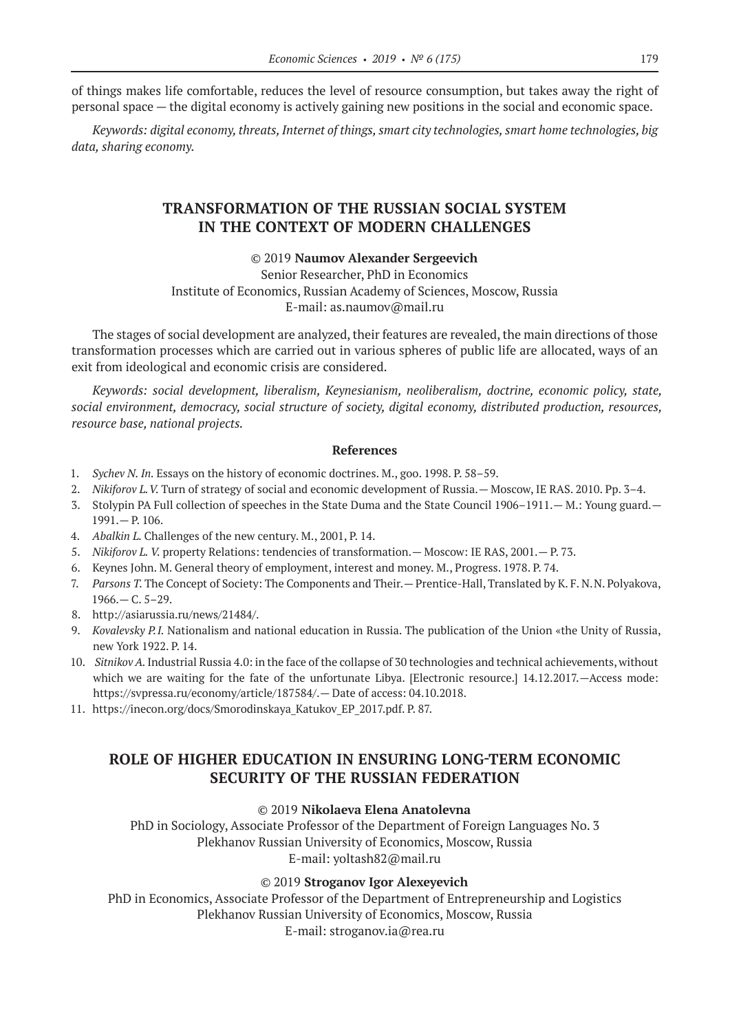of things makes life comfortable, reduces the level of resource consumption, but takes away the right of personal space — the digital economy is actively gaining new positions in the social and economic space.

*Keywords: digital economy, threats, Internet of things, smart city technologies, smart home technologies, big data, sharing economy.*

## TRANSFORMATION OF THE RUSSIAN SOCIAL SYSTEM IN THE CONTEXT OF MODERN CHALLENGES

© 2019 **Naumov Alexander Sergeevich**
Senior Researcher, PhD in Economics
Institute of Economics, Russian Academy of Sciences, Moscow, Russia
E-mail: as.naumov@mail.ru

The stages of social development are analyzed, their features are revealed, the main directions of those transformation processes which are carried out in various spheres of public life are allocated, ways of an exit from ideological and economic crisis are considered.

*Keywords: social development, liberalism, Keynesianism, neoliberalism, doctrine, economic policy, state, social environment, democracy, social structure of society, digital economy, distributed production, resources, resource base, national projects.*

### References

1. *Sychev N. In.* Essays on the history of economic doctrines. M., goo. 1998. P. 58–59.
2. *Nikiforov L.V.* Turn of strategy of social and economic development of Russia.— Moscow, IE RAS. 2010. Pp. 3–4.
3. Stolypin PA Full collection of speeches in the State Duma and the State Council 1906–1911.— M.: Young guard.— 1991.— P. 106.
4. *Abalkin L.* Challenges of the new century. M., 2001, P. 14.
5. *Nikiforov L. V.* property Relations: tendencies of transformation.— Moscow: IE RAS, 2001.— P. 73.
6. Keynes John. M. General theory of employment, interest and money. M., Progress. 1978. P. 74.
7. *Parsons T.* The Concept of Society: The Components and Their.— Prentice-Hall, Translated by K. F. N.N. Polyakova, 1966.— C. 5–29.
8. http://asiarussia.ru/news/21484/.
9. *Kovalevsky P.I.* Nationalism and national education in Russia. The publication of the Union «the Unity of Russia, new York 1922. P. 14.
10. *Sitnikov A.* Industrial Russia 4.0: in the face of the collapse of 30 technologies and technical achievements, without which we are waiting for the fate of the unfortunate Libya. [Electronic resource.] 14.12.2017.—Access mode: https://svpressa.ru/economy/article/187584/.— Date of access: 04.10.2018.
11. https://inecon.org/docs/Smorodinskaya_Katukov_EP_2017.pdf. P. 87.

## ROLE OF HIGHER EDUCATION IN ENSURING LONG-TERM ECONOMIC SECURITY OF THE RUSSIAN FEDERATION

© 2019 **Nikolaeva Elena Anatolevna**
PhD in Sociology, Associate Professor of the Department of Foreign Languages No. 3
Plekhanov Russian University of Economics, Moscow, Russia
E-mail: yoltash82@mail.ru

© 2019 **Stroganov Igor Alexeyevich**
PhD in Economics, Associate Professor of the Department of Entrepreneurship and Logistics
Plekhanov Russian University of Economics, Moscow, Russia
E-mail: stroganov.ia@rea.ru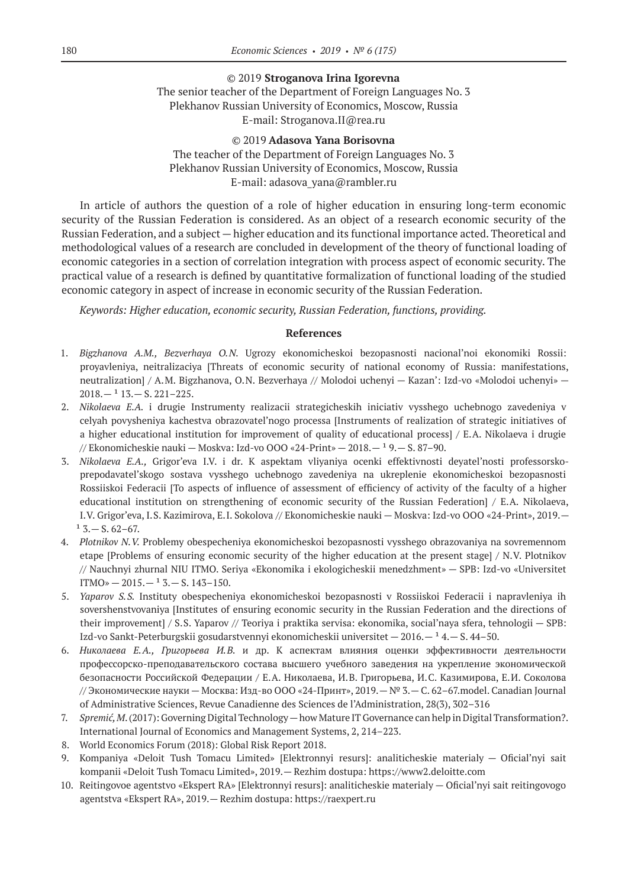© 2019 **Stroganova Irina Igorevna**
The senior teacher of the Department of Foreign Languages No. 3
Plekhanov Russian University of Economics, Moscow, Russia
E-mail: Stroganova.II@rea.ru

© 2019 **Adasova Yana Borisovna**
The teacher of the Department of Foreign Languages No. 3
Plekhanov Russian University of Economics, Moscow, Russia
E-mail: adasova_yana@rambler.ru

In article of authors the question of a role of higher education in ensuring long-term economic security of the Russian Federation is considered. As an object of a research economic security of the Russian Federation, and a subject — higher education and its functional importance acted. Theoretical and methodological values of a research are concluded in development of the theory of functional loading of economic categories in a section of correlation integration with process aspect of economic security. The practical value of a research is defined by quantitative formalization of functional loading of the studied economic category in aspect of increase in economic security of the Russian Federation.

*Keywords: Higher education, economic security, Russian Federation, functions, providing.*

### References

1. *Bigzhanova A.M., Bezverhaya O.N.* Ugrozy ekonomicheskoi bezopasnosti nacional'noi ekonomiki Rossii: proyavleniya, neitralizaciya [Threats of economic security of national economy of Russia: manifestations, neutralization] / A.M. Bigzhanova, O.N. Bezverhaya // Molodoi uchenyi — Kazan': Izd-vo «Molodoi uchenyi» — 2018.— ¹ 13.— S. 221–225.
2. *Nikolaeva E.A.* i drugie Instrumenty realizacii strategicheskih iniciativ vysshego uchebnogo zavedeniya v celyah povysheniya kachestva obrazovatel'nogo processa [Instruments of realization of strategic initiatives of a higher educational institution for improvement of quality of educational process] / E.A. Nikolaeva i drugie // Ekonomicheskie nauki — Moskva: Izd-vo OOO «24-Print» — 2018.— ¹ 9.— S. 87–90.
3. *Nikolaeva E.A.,* Grigor'eva I.V. i dr. K aspektam vliyaniya ocenki effektivnosti deyatel'nosti professorsko-prepodavatel'skogo sostava vysshego uchebnogo zavedeniya na ukreplenie ekonomicheskoi bezopasnosti Rossiiskoi Federacii [To aspects of influence of assessment of efficiency of activity of the faculty of a higher educational institution on strengthening of economic security of the Russian Federation] / E.A. Nikolaeva, I.V. Grigor'eva, I.S. Kazimirova, E.I. Sokolova // Ekonomicheskie nauki — Moskva: Izd-vo OOO «24-Print», 2019.— ¹ 3.— S. 62–67.
4. *Plotnikov N.V.* Problemy obespecheniya ekonomicheskoi bezopasnosti vysshego obrazovaniya na sovremennom etape [Problems of ensuring economic security of the higher education at the present stage] / N.V. Plotnikov // Nauchnyi zhurnal NIU ITMO. Seriya «Ekonomika i ekologicheskii menedzhment» — SPB: Izd-vo «Universitet ITMO» — 2015.— ¹ 3.— S. 143–150.
5. *Yaparov S.S.* Instituty obespecheniya ekonomicheskoi bezopasnosti v Rossiiskoi Federacii i napravleniya ih sovershenstvovaniya [Institutes of ensuring economic security in the Russian Federation and the directions of their improvement] / S.S. Yaparov // Teoriya i praktika servisa: ekonomika, social'naya sfera, tehnologii — SPB: Izd-vo Sankt-Peterburgskii gosudarstvennyi ekonomicheskii universitet — 2016.— ¹ 4.— S. 44–50.
6. *Николаева Е.А., Григорьева И.В.* и др. К аспектам влияния оценки эффективности деятельности профессорско-преподавательского состава высшего учебного заведения на укрепление экономической безопасности Российской Федерации / Е.А. Николаева, И.В. Григорьева, И.С. Казимирова, Е.И. Соколова // Экономические науки — Москва: Изд-во ООО «24-Принт», 2019.— № 3.— С. 62–67.model. Canadian Journal of Administrative Sciences, Revue Canadienne des Sciences de l'Administration, 28(3), 302–316
7. *Spremić, M.* (2017): Governing Digital Technology — how Mature IT Governance can help in Digital Transformation?. International Journal of Economics and Management Systems, 2, 214–223.
8. World Economics Forum (2018): Global Risk Report 2018.
9. Kompaniya «Deloit Tush Tomacu Limited» [Elektronnyi resurs]: analiticheskie materialy — Oficial'nyi sait kompanii «Deloit Tush Tomacu Limited», 2019.— Rezhim dostupa: https://www2.deloitte.com
10. Reitingovoe agentstvo «Ekspert RA» [Elektronnyi resurs]: analiticheskie materialy — Oficial'nyi sait reitingovogo agentstva «Ekspert RA», 2019.— Rezhim dostupa: https://raexpert.ru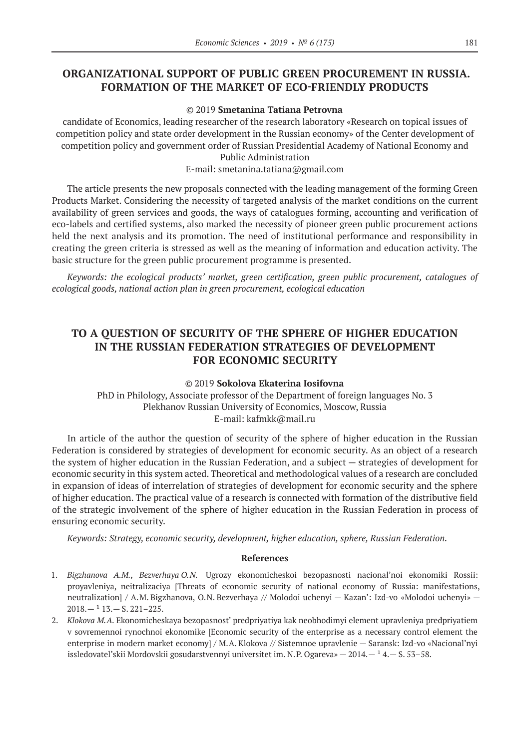## ORGANIZATIONAL SUPPORT OF PUBLIC GREEN PROCUREMENT IN RUSSIA. FORMATION OF THE MARKET OF ECO-FRIENDLY PRODUCTS

© 2019 **Smetanina Tatiana Petrovna**

candidate of Economics, leading researcher of the research laboratory «Research on topical issues of competition policy and state order development in the Russian economy» of the Center development of competition policy and government order of Russian Presidential Academy of National Economy and Public Administration

E-mail: smetanina.tatiana@gmail.com

The article presents the new proposals connected with the leading management of the forming Green Products Market. Considering the necessity of targeted analysis of the market conditions on the current availability of green services and goods, the ways of catalogues forming, accounting and verification of eco-labels and certified systems, also marked the necessity of pioneer green public procurement actions held the next analysis and its promotion. The need of institutional performance and responsibility in creating the green criteria is stressed as well as the meaning of information and education activity. The basic structure for the green public procurement programme is presented.

*Keywords: the ecological products' market, green certification, green public procurement, catalogues of ecological goods, national action plan in green procurement, ecological education*

## TO A QUESTION OF SECURITY OF THE SPHERE OF HIGHER EDUCATION IN THE RUSSIAN FEDERATION STRATEGIES OF DEVELOPMENT FOR ECONOMIC SECURITY

© 2019 **Sokolova Ekaterina Iosifovna**

PhD in Philology, Associate professor of the Department of foreign languages No. 3
Plekhanov Russian University of Economics, Moscow, Russia
E-mail: kafmkk@mail.ru

In article of the author the question of security of the sphere of higher education in the Russian Federation is considered by strategies of development for economic security. As an object of a research the system of higher education in the Russian Federation, and a subject — strategies of development for economic security in this system acted. Theoretical and methodological values of a research are concluded in expansion of ideas of interrelation of strategies of development for economic security and the sphere of higher education. The practical value of a research is connected with formation of the distributive field of the strategic involvement of the sphere of higher education in the Russian Federation in process of ensuring economic security.

*Keywords: Strategy, economic security, development, higher education, sphere, Russian Federation.*

### References

1. *Bigzhanova A.M., Bezverhaya O.N.* Ugrozy ekonomicheskoi bezopasnosti nacional'noi ekonomiki Rossii: proyavleniya, neitralizaciya [Threats of economic security of national economy of Russia: manifestations, neutralization] / A.M. Bigzhanova, O.N. Bezverhaya // Molodoi uchenyi — Kazan': Izd-vo «Molodoi uchenyi» — 2018.— ¹ 13.— S. 221–225.
2. *Klokova M.A.* Ekonomicheskaya bezopasnost' predpriyatiya kak neobhodimyi element upravleniya predpriyatiem v sovremennoi rynochnoi ekonomike [Economic security of the enterprise as a necessary control element the enterprise in modern market economy] / M.A. Klokova // Sistemnoe upravlenie — Saransk: Izd-vo «Nacional'nyi issledovatel'skii Mordovskii gosudarstvennyi universitet im. N.P. Ogareva» — 2014.— ¹ 4.— S. 53–58.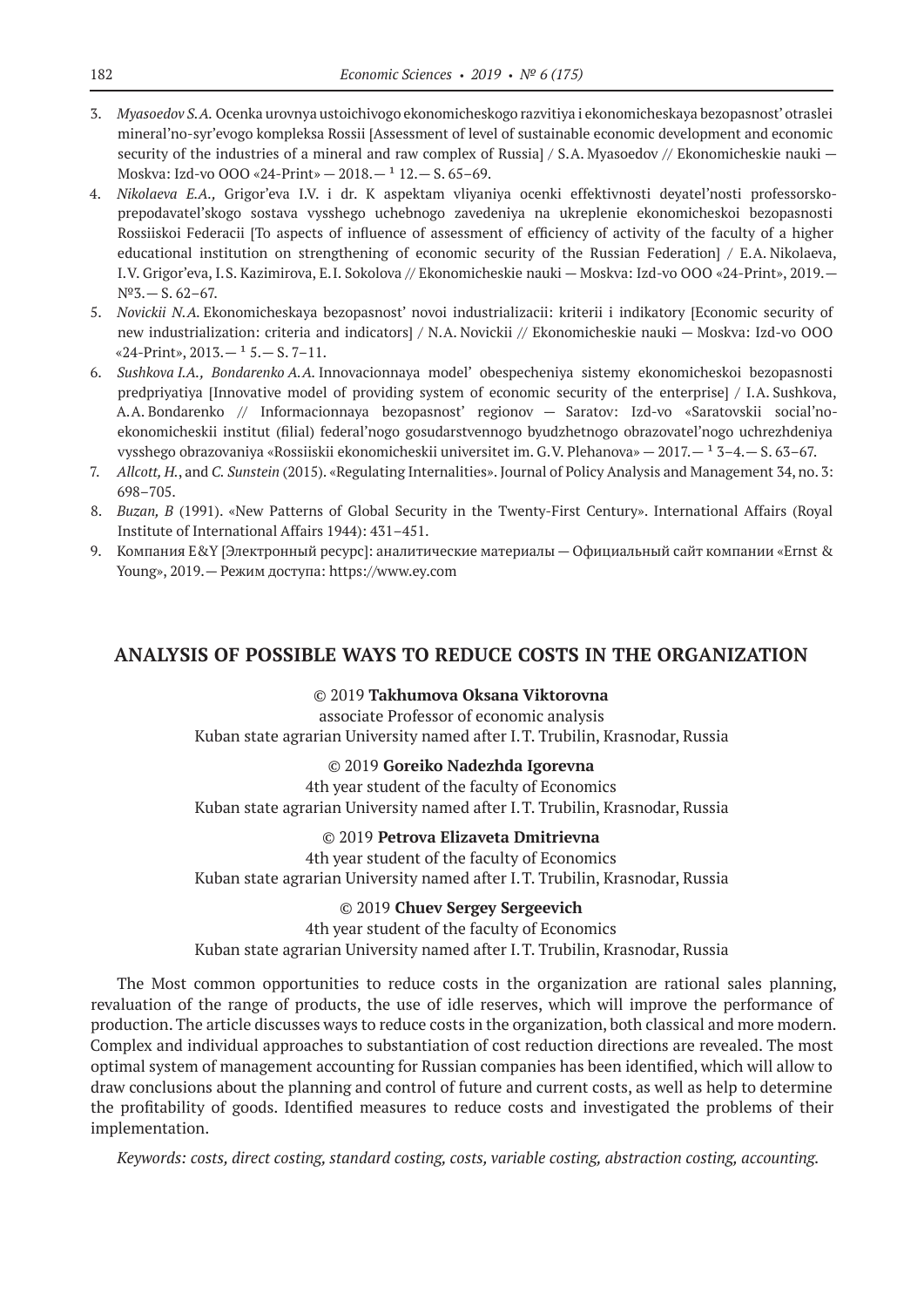3. *Myasoedov S.A.* Ocenka urovnya ustoichivogo ekonomicheskogo razvitiya i ekonomicheskaya bezopasnost' otraslei mineral'no-syr'evogo kompleksa Rossii [Assessment of level of sustainable economic development and economic security of the industries of a mineral and raw complex of Russia] / S.A. Myasoedov // Ekonomicheskie nauki — Moskva: Izd-vo OOO «24-Print» — 2018.— ¹ 12.— S. 65–69.
4. *Nikolaeva E.A.,* Grigor'eva I.V. i dr. K aspektam vliyaniya ocenki effektivnosti deyatel'nosti professorsko-prepodavatel'skogo sostava vysshego uchebnogo zavedeniya na ukreplenie ekonomicheskoi bezopasnosti Rossiiskoi Federacii [To aspects of influence of assessment of efficiency of activity of the faculty of a higher educational institution on strengthening of economic security of the Russian Federation] / E.A. Nikolaeva, I.V. Grigor'eva, I.S. Kazimirova, E.I. Sokolova // Ekonomicheskie nauki — Moskva: Izd-vo OOO «24-Print», 2019.— №3.— S. 62–67.
5. *Novickii N.A.* Ekonomicheskaya bezopasnost' novoi industrializacii: kriterii i indikatory [Economic security of new industrialization: criteria and indicators] / N.A. Novickii // Ekonomicheskie nauki — Moskva: Izd-vo OOO «24-Print», 2013.— ¹ 5.— S. 7–11.
6. *Sushkova I.A., Bondarenko A.A.* Innovacionnaya model' obespecheniya sistemy ekonomicheskoi bezopasnosti predpriyatiya [Innovative model of providing system of economic security of the enterprise] / I.A. Sushkova, A.A. Bondarenko // Informacionnaya bezopasnost' regionov — Saratov: Izd-vo «Saratovskii social'no-ekonomicheskii institut (filial) federal'nogo gosudarstvennogo byudzhetnogo obrazovatel'nogo uchrezhdeniya vysshego obrazovaniya «Rossiiskii ekonomicheskii universitet im. G.V. Plehanova» — 2017.— ¹ 3–4.— S. 63–67.
7. *Allcott, H.*, and *C. Sunstein* (2015). «Regulating Internalities». Journal of Policy Analysis and Management 34, no. 3: 698–705.
8. *Buzan, B* (1991). «New Patterns of Global Security in the Twenty-First Century». International Affairs (Royal Institute of International Affairs 1944): 431–451.
9. Компания E&Y [Электронный ресурс]: аналитические материалы — Официальный сайт компании «Ernst & Young», 2019.— Режим доступа: https://www.ey.com

## ANALYSIS OF POSSIBLE WAYS TO REDUCE COSTS IN THE ORGANIZATION

© 2019 **Takhumova Oksana Viktorovna**
associate Professor of economic analysis
Kuban state agrarian University named after I.T. Trubilin, Krasnodar, Russia

© 2019 **Goreiko Nadezhda Igorevna**
4th year student of the faculty of Economics
Kuban state agrarian University named after I.T. Trubilin, Krasnodar, Russia

© 2019 **Petrova Elizaveta Dmitrievna**
4th year student of the faculty of Economics
Kuban state agrarian University named after I.T. Trubilin, Krasnodar, Russia

© 2019 **Chuev Sergey Sergeevich**
4th year student of the faculty of Economics
Kuban state agrarian University named after I.T. Trubilin, Krasnodar, Russia

The Most common opportunities to reduce costs in the organization are rational sales planning, revaluation of the range of products, the use of idle reserves, which will improve the performance of production. The article discusses ways to reduce costs in the organization, both classical and more modern. Complex and individual approaches to substantiation of cost reduction directions are revealed. The most optimal system of management accounting for Russian companies has been identified, which will allow to draw conclusions about the planning and control of future and current costs, as well as help to determine the profitability of goods. Identified measures to reduce costs and investigated the problems of their implementation.

*Keywords: costs, direct costing, standard costing, costs, variable costing, abstraction costing, accounting.*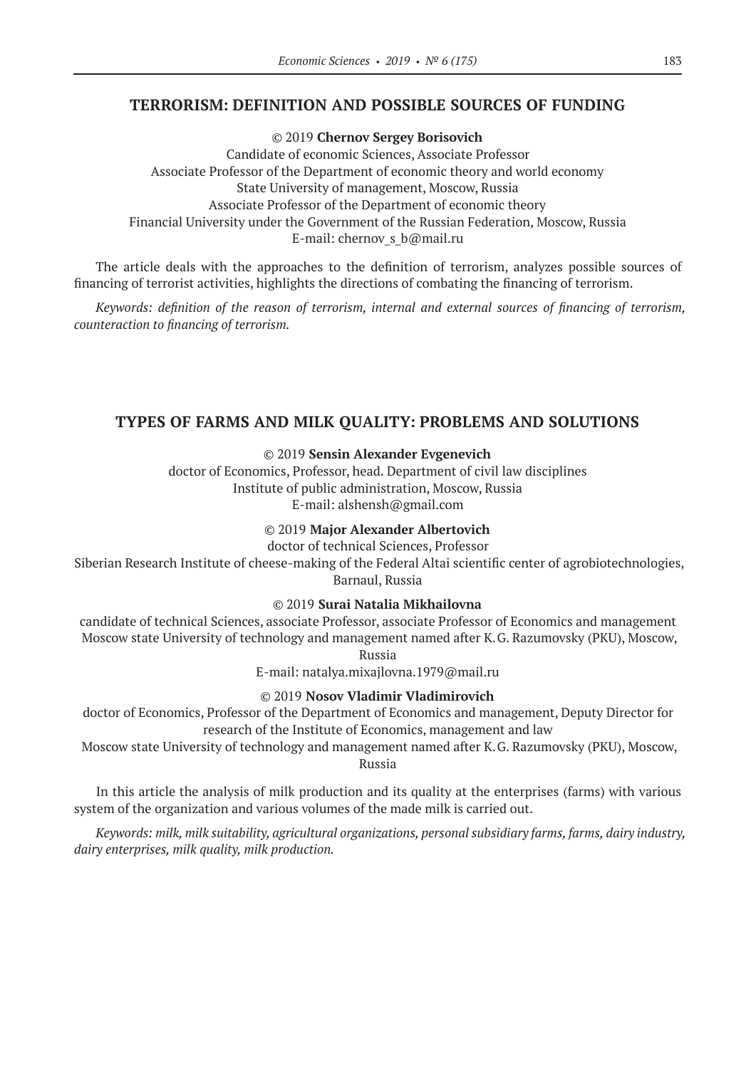## TERRORISM: DEFINITION AND POSSIBLE SOURCES OF FUNDING

© 2019 **Chernov Sergey Borisovich**

Candidate of economic Sciences, Associate Professor
Associate Professor of the Department of economic theory and world economy
State University of management, Moscow, Russia
Associate Professor of the Department of economic theory
Financial University under the Government of the Russian Federation, Moscow, Russia
E-mail: chernov_s_b@mail.ru

The article deals with the approaches to the definition of terrorism, analyzes possible sources of financing of terrorist activities, highlights the directions of combating the financing of terrorism.

*Keywords: definition of the reason of terrorism, internal and external sources of financing of terrorism, counteraction to financing of terrorism.*

## TYPES OF FARMS AND MILK QUALITY: PROBLEMS AND SOLUTIONS

© 2019 **Sensin Alexander Evgenevich**

doctor of Economics, Professor, head. Department of civil law disciplines
Institute of public administration, Moscow, Russia
E-mail: alshensh@gmail.com

© 2019 **Major Alexander Albertovich**

doctor of technical Sciences, Professor
Siberian Research Institute of cheese-making of the Federal Altai scientific center of agrobiotechnologies, Barnaul, Russia

© 2019 **Surai Natalia Mikhailovna**

candidate of technical Sciences, associate Professor, associate Professor of Economics and management
Moscow state University of technology and management named after K. G. Razumovsky (PKU), Moscow, Russia
E-mail: natalya.mixajlovna.1979@mail.ru

© 2019 **Nosov Vladimir Vladimirovich**

doctor of Economics, Professor of the Department of Economics and management, Deputy Director for research of the Institute of Economics, management and law
Moscow state University of technology and management named after K. G. Razumovsky (PKU), Moscow, Russia

In this article the analysis of milk production and its quality at the enterprises (farms) with various system of the organization and various volumes of the made milk is carried out.

*Keywords: milk, milk suitability, agricultural organizations, personal subsidiary farms, farms, dairy industry, dairy enterprises, milk quality, milk production.*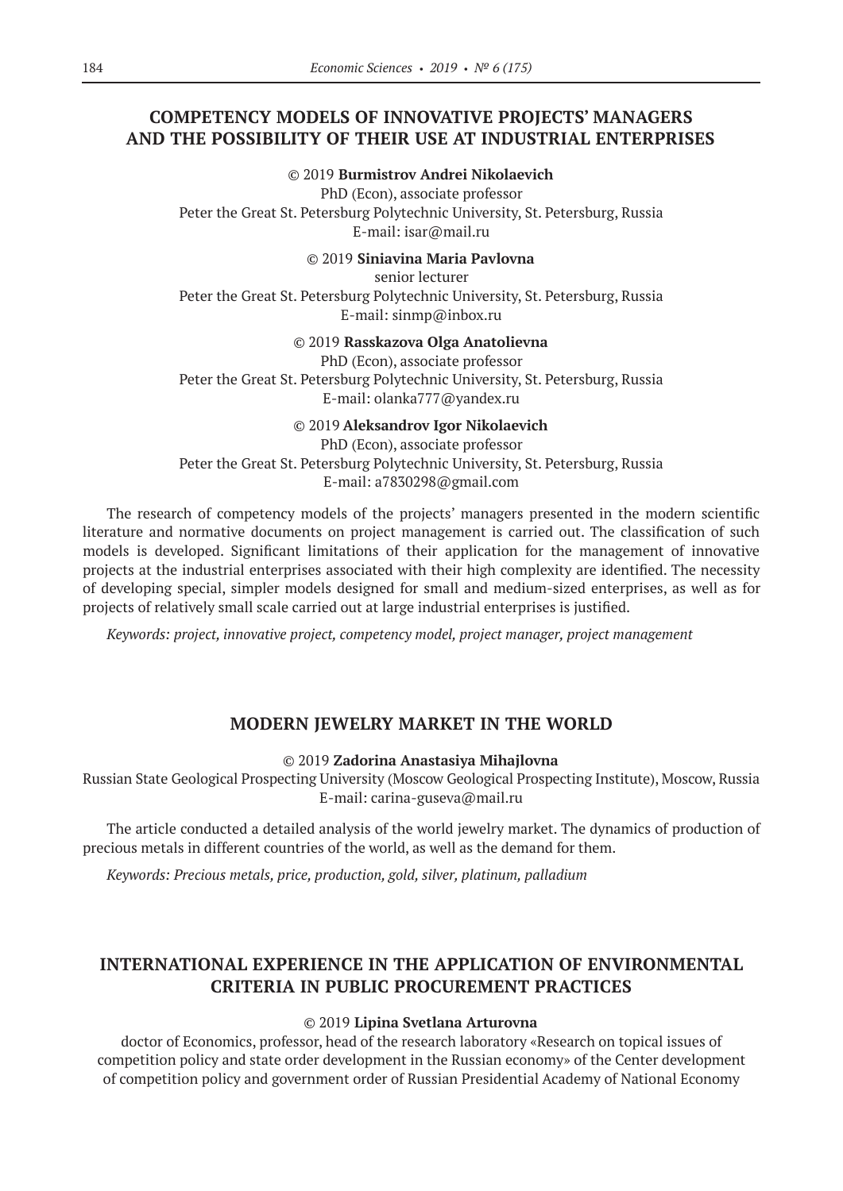## COMPETENCY MODELS OF INNOVATIVE PROJECTS' MANAGERS AND THE POSSIBILITY OF THEIR USE AT INDUSTRIAL ENTERPRISES

© 2019 **Burmistrov Andrei Nikolaevich**
PhD (Econ), associate professor
Peter the Great St. Petersburg Polytechnic University, St. Petersburg, Russia
E-mail: isar@mail.ru

© 2019 **Siniavina Maria Pavlovna**
senior lecturer
Peter the Great St. Petersburg Polytechnic University, St. Petersburg, Russia
E-mail: sinmp@inbox.ru

© 2019 **Rasskazova Olga Anatolievna**
PhD (Econ), associate professor
Peter the Great St. Petersburg Polytechnic University, St. Petersburg, Russia
E-mail: olanka777@yandex.ru

© 2019 **Aleksandrov Igor Nikolaevich**
PhD (Econ), associate professor
Peter the Great St. Petersburg Polytechnic University, St. Petersburg, Russia
E-mail: a7830298@gmail.com

The research of competency models of the projects' managers presented in the modern scientific literature and normative documents on project management is carried out. The classification of such models is developed. Significant limitations of their application for the management of innovative projects at the industrial enterprises associated with their high complexity are identified. The necessity of developing special, simpler models designed for small and medium-sized enterprises, as well as for projects of relatively small scale carried out at large industrial enterprises is justified.

*Keywords: project, innovative project, competency model, project manager, project management*

## MODERN JEWELRY MARKET IN THE WORLD

© 2019 **Zadorina Anastasiya Mihajlovna**
Russian State Geological Prospecting University (Moscow Geological Prospecting Institute), Moscow, Russia
E-mail: carina-guseva@mail.ru

The article conducted a detailed analysis of the world jewelry market. The dynamics of production of precious metals in different countries of the world, as well as the demand for them.

*Keywords: Precious metals, price, production, gold, silver, platinum, palladium*

## INTERNATIONAL EXPERIENCE IN THE APPLICATION OF ENVIRONMENTAL CRITERIA IN PUBLIC PROCUREMENT PRACTICES

© 2019 **Lipina Svetlana Arturovna**
doctor of Economics, professor, head of the research laboratory «Research on topical issues of competition policy and state order development in the Russian economy» of the Center development of competition policy and government order of Russian Presidential Academy of National Economy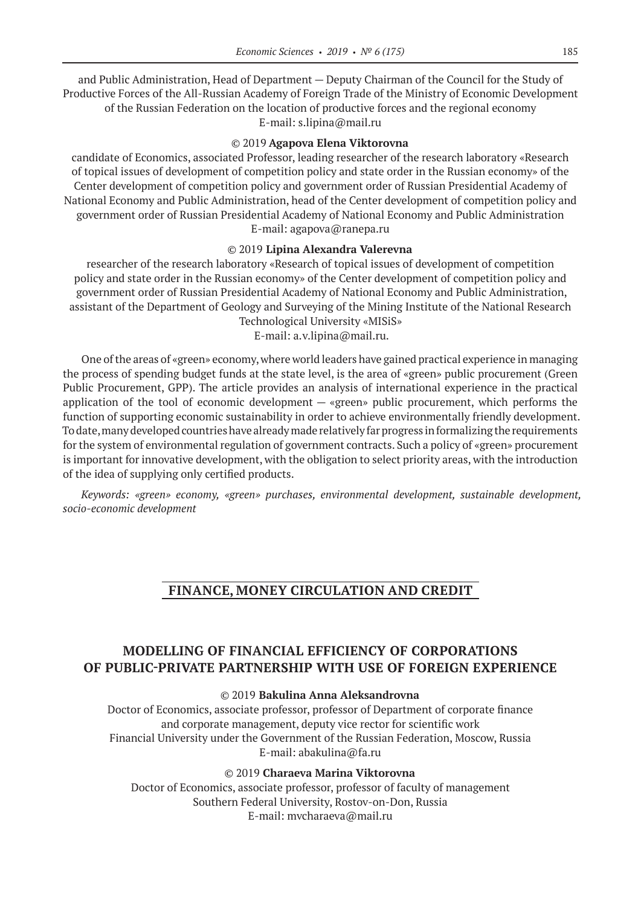and Public Administration, Head of Department — Deputy Chairman of the Council for the Study of Productive Forces of the All-Russian Academy of Foreign Trade of the Ministry of Economic Development of the Russian Federation on the location of productive forces and the regional economy
E-mail: s.lipina@mail.ru

© 2019 **Agapova Elena Viktorovna**

candidate of Economics, associated Professor, leading researcher of the research laboratory «Research of topical issues of development of competition policy and state order in the Russian economy» of the Center development of competition policy and government order of Russian Presidential Academy of National Economy and Public Administration, head of the Center development of competition policy and government order of Russian Presidential Academy of National Economy and Public Administration
E-mail: agapova@ranepa.ru

© 2019 **Lipina Alexandra Valerevna**

researcher of the research laboratory «Research of topical issues of development of competition policy and state order in the Russian economy» of the Center development of competition policy and government order of Russian Presidential Academy of National Economy and Public Administration, assistant of the Department of Geology and Surveying of the Mining Institute of the National Research Technological University «MISiS»
E-mail: a.v.lipina@mail.ru.

One of the areas of «green» economy, where world leaders have gained practical experience in managing the process of spending budget funds at the state level, is the area of «green» public procurement (Green Public Procurement, GPP). The article provides an analysis of international experience in the practical application of the tool of economic development — «green» public procurement, which performs the function of supporting economic sustainability in order to achieve environmentally friendly development. To date, many developed countries have already made relatively far progress in formalizing the requirements for the system of environmental regulation of government contracts. Such a policy of «green» procurement is important for innovative development, with the obligation to select priority areas, with the introduction of the idea of supplying only certified products.

*Keywords: «green» economy, «green» purchases, environmental development, sustainable development, socio-economic development*

## FINANCE, MONEY CIRCULATION AND CREDIT

### MODELLING OF FINANCIAL EFFICIENCY OF CORPORATIONS OF PUBLIC-PRIVATE PARTNERSHIP WITH USE OF FOREIGN EXPERIENCE

© 2019 **Bakulina Anna Aleksandrovna**

Doctor of Economics, associate professor, professor of Department of corporate finance and corporate management, deputy vice rector for scientific work
Financial University under the Government of the Russian Federation, Moscow, Russia
E-mail: abakulina@fa.ru

© 2019 **Charaeva Marina Viktorovna**

Doctor of Economics, associate professor, professor of faculty of management
Southern Federal University, Rostov-on-Don, Russia
E-mail: mvcharaeva@mail.ru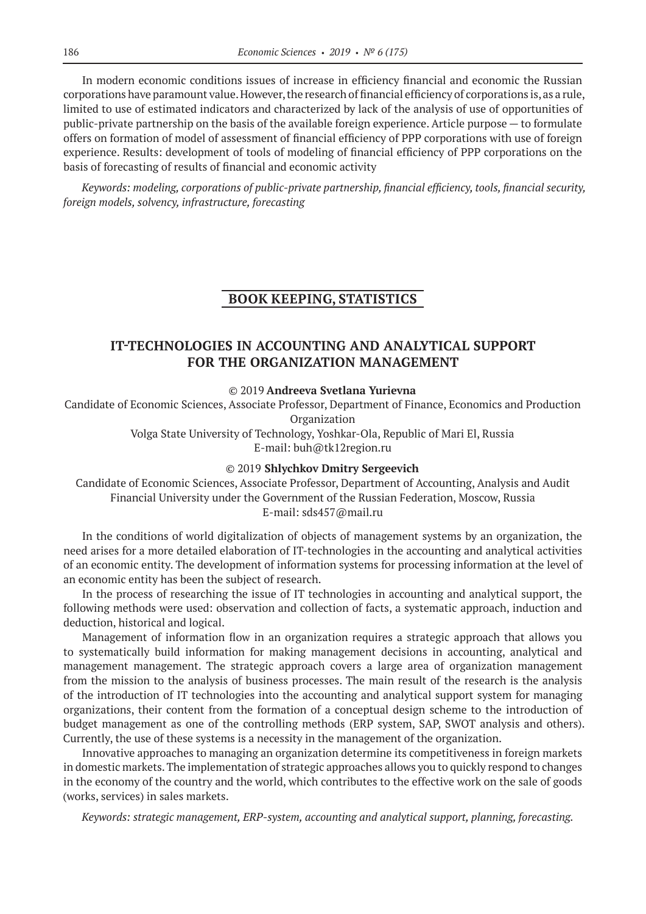In modern economic conditions issues of increase in efficiency financial and economic the Russian corporations have paramount value. However, the research of financial efficiency of corporations is, as a rule, limited to use of estimated indicators and characterized by lack of the analysis of use of opportunities of public-private partnership on the basis of the available foreign experience. Article purpose — to formulate offers on formation of model of assessment of financial efficiency of PPP corporations with use of foreign experience. Results: development of tools of modeling of financial efficiency of PPP corporations on the basis of forecasting of results of financial and economic activity

*Keywords: modeling, corporations of public-private partnership, financial efficiency, tools, financial security, foreign models, solvency, infrastructure, forecasting*

## BOOK KEEPING, STATISTICS

### IT-TECHNOLOGIES IN ACCOUNTING AND ANALYTICAL SUPPORT FOR THE ORGANIZATION MANAGEMENT

© 2019 **Andreeva Svetlana Yurievna**

Candidate of Economic Sciences, Associate Professor, Department of Finance, Economics and Production Organization
Volga State University of Technology, Yoshkar-Ola, Republic of Mari El, Russia
E-mail: buh@tk12region.ru

© 2019 **Shlychkov Dmitry Sergeevich**

Candidate of Economic Sciences, Associate Professor, Department of Accounting, Analysis and Audit
Financial University under the Government of the Russian Federation, Moscow, Russia
E-mail: sds457@mail.ru

In the conditions of world digitalization of objects of management systems by an organization, the need arises for a more detailed elaboration of IT-technologies in the accounting and analytical activities of an economic entity. The development of information systems for processing information at the level of an economic entity has been the subject of research.

In the process of researching the issue of IT technologies in accounting and analytical support, the following methods were used: observation and collection of facts, a systematic approach, induction and deduction, historical and logical.

Management of information flow in an organization requires a strategic approach that allows you to systematically build information for making management decisions in accounting, analytical and management management. The strategic approach covers a large area of organization management from the mission to the analysis of business processes. The main result of the research is the analysis of the introduction of IT technologies into the accounting and analytical support system for managing organizations, their content from the formation of a conceptual design scheme to the introduction of budget management as one of the controlling methods (ERP system, SAP, SWOT analysis and others). Currently, the use of these systems is a necessity in the management of the organization.

Innovative approaches to managing an organization determine its competitiveness in foreign markets in domestic markets. The implementation of strategic approaches allows you to quickly respond to changes in the economy of the country and the world, which contributes to the effective work on the sale of goods (works, services) in sales markets.

*Keywords: strategic management, ERP-system, accounting and analytical support, planning, forecasting.*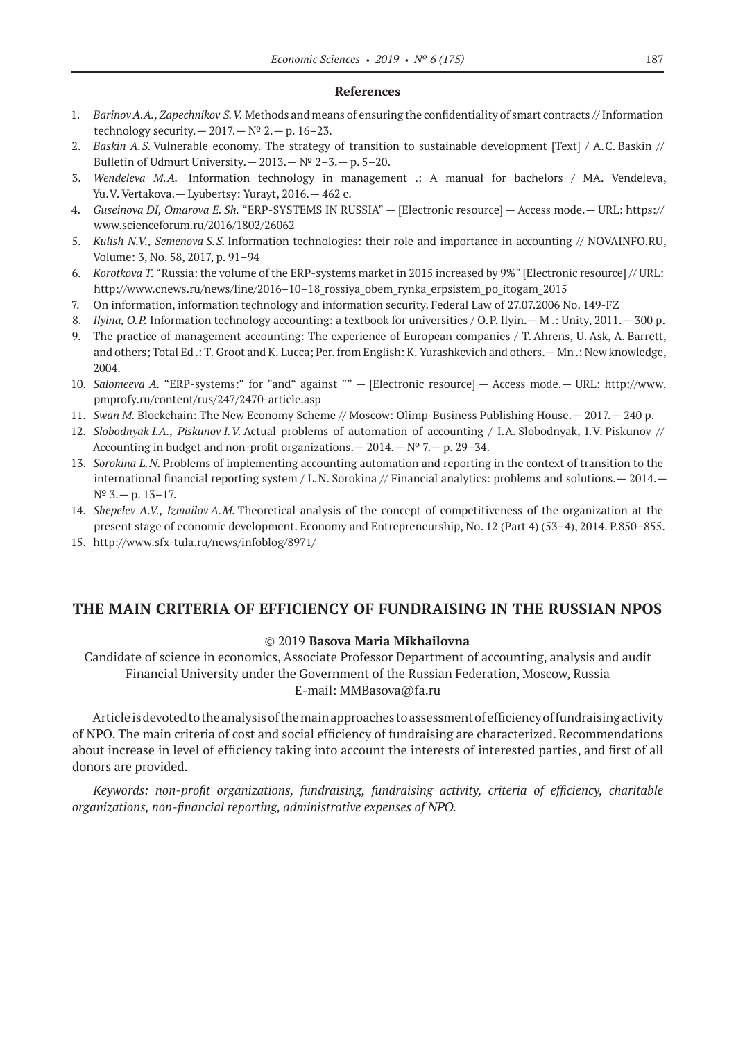### References

1. *Barinov A.A., Zapechnikov S.V.* Methods and means of ensuring the confidentiality of smart contracts // Information technology security.— 2017.— № 2.— p. 16–23.
2. *Baskin A.S.* Vulnerable economy. The strategy of transition to sustainable development [Text] / A.C. Baskin // Bulletin of Udmurt University.— 2013.— № 2–3.— p. 5–20.
3. *Wendeleva M.A.* Information technology in management .: A manual for bachelors / MA. Vendeleva, Yu.V. Vertakova.— Lyubertsy: Yurayt, 2016.— 462 c.
4. *Guseinova DI, Omarova E. Sh.* "ERP-SYSTEMS IN RUSSIA" — [Electronic resource] — Access mode.— URL: https://www.scienceforum.ru/2016/1802/26062
5. *Kulish N.V., Semenova S.S.* Information technologies: their role and importance in accounting // NOVAINFO.RU, Volume: 3, No. 58, 2017, p. 91–94
6. *Korotkova T.* "Russia: the volume of the ERP-systems market in 2015 increased by 9%" [Electronic resource] // URL: http://www.cnews.ru/news/line/2016–10–18_rossiya_obem_rynka_erpsistem_po_itogam_2015
7. On information, information technology and information security. Federal Law of 27.07.2006 No. 149-FZ
8. *Ilyina, O.P.* Information technology accounting: a textbook for universities / O.P. Ilyin.— M .: Unity, 2011.— 300 p.
9. The practice of management accounting: The experience of European companies / T. Ahrens, U. Ask, A. Barrett, and others; Total Ed .: T. Groot and K. Lucca; Per. from English: K. Yurashkevich and others.— Mn .: New knowledge, 2004.
10. *Salomeeva A.* "ERP-systems:" for "and" against "" — [Electronic resource] — Access mode.— URL: http://www.pmprofy.ru/content/rus/247/2470-article.asp
11. *Swan M.* Blockchain: The New Economy Scheme // Moscow: Olimp-Business Publishing House.— 2017.— 240 p.
12. *Slobodnyak I.A., Piskunov I.V.* Actual problems of automation of accounting / I.A. Slobodnyak, I.V. Piskunov // Accounting in budget and non-profit organizations.— 2014.— № 7.— p. 29–34.
13. *Sorokina L.N.* Problems of implementing accounting automation and reporting in the context of transition to the international financial reporting system / L.N. Sorokina // Financial analytics: problems and solutions.— 2014.— № 3.— p. 13–17.
14. *Shepelev A.V., Izmailov A.M.* Theoretical analysis of the concept of competitiveness of the organization at the present stage of economic development. Economy and Entrepreneurship, No. 12 (Part 4) (53–4), 2014. P.850–855.
15. http://www.sfx-tula.ru/news/infoblog/8971/

## THE MAIN CRITERIA OF EFFICIENCY OF FUNDRAISING IN THE RUSSIAN NPOS

© 2019 **Basova Maria Mikhailovna**

Candidate of science in economics, Associate Professor Department of accounting, analysis and audit
Financial University under the Government of the Russian Federation, Moscow, Russia
E-mail: MMBasova@fa.ru

Article is devoted to the analysis of the main approaches to assessment of efficiency of fundraising activity of NPO. The main criteria of cost and social efficiency of fundraising are characterized. Recommendations about increase in level of efficiency taking into account the interests of interested parties, and first of all donors are provided.

*Keywords: non-profit organizations, fundraising, fundraising activity, criteria of efficiency, charitable organizations, non-financial reporting, administrative expenses of NPO.*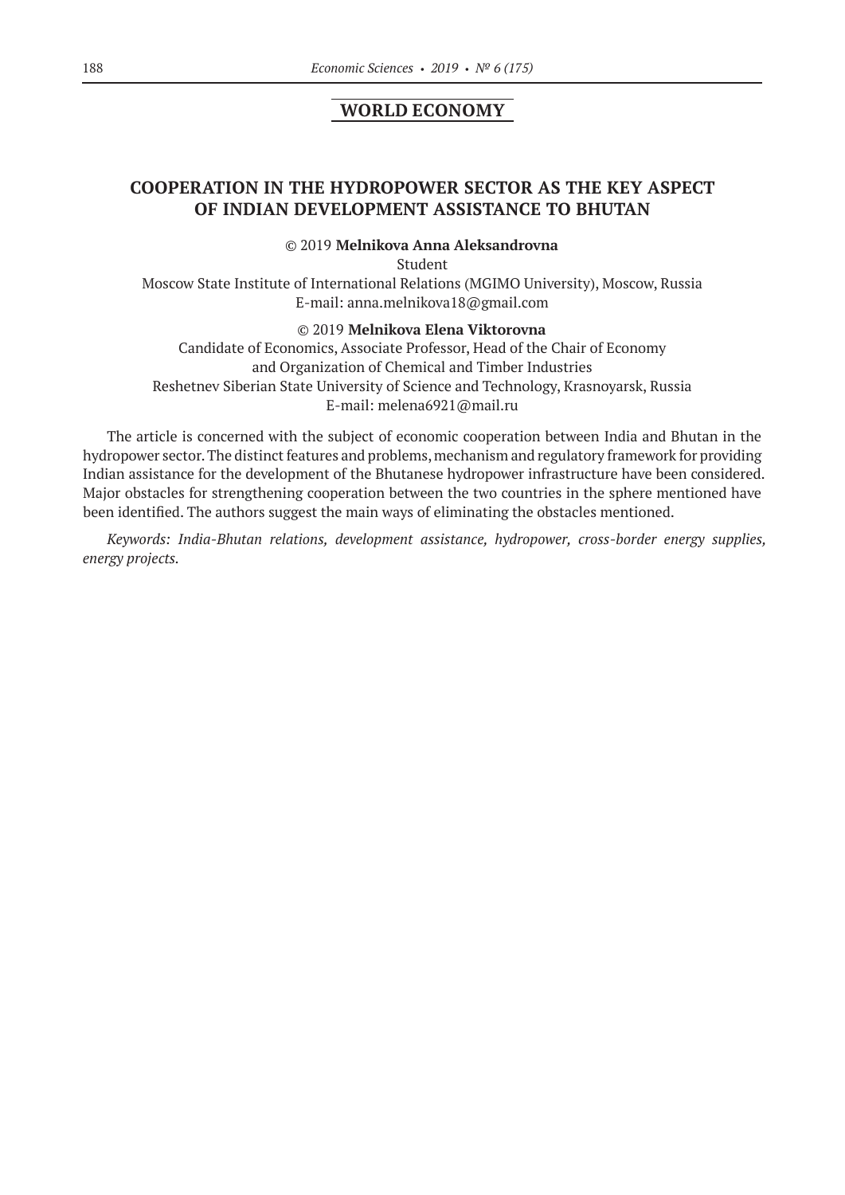## WORLD ECONOMY

# COOPERATION IN THE HYDROPOWER SECTOR AS THE KEY ASPECT OF INDIAN DEVELOPMENT ASSISTANCE TO BHUTAN

© 2019 **Melnikova Anna Aleksandrovna**
Student
Moscow State Institute of International Relations (MGIMO University), Moscow, Russia
E-mail: anna.melnikova18@gmail.com

© 2019 **Melnikova Elena Viktorovna**
Candidate of Economics, Associate Professor, Head of the Chair of Economy and Organization of Chemical and Timber Industries
Reshetnev Siberian State University of Science and Technology, Krasnoyarsk, Russia
E-mail: melena6921@mail.ru

The article is concerned with the subject of economic cooperation between India and Bhutan in the hydropower sector. The distinct features and problems, mechanism and regulatory framework for providing Indian assistance for the development of the Bhutanese hydropower infrastructure have been considered. Major obstacles for strengthening cooperation between the two countries in the sphere mentioned have been identified. The authors suggest the main ways of eliminating the obstacles mentioned.

*Keywords: India-Bhutan relations, development assistance, hydropower, cross-border energy supplies, energy projects.*